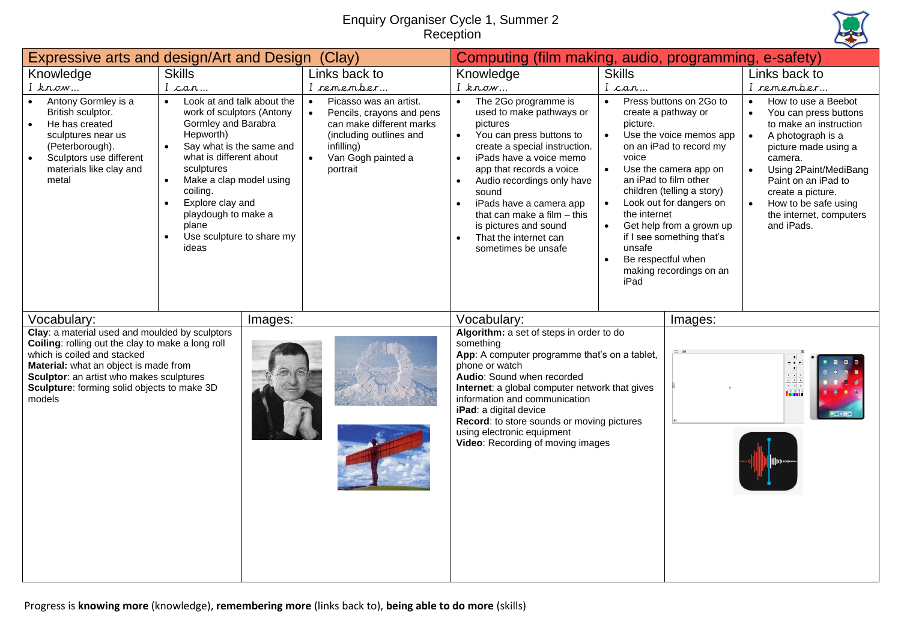# Enquiry Organiser Cycle 1, Summer 2
## Reception

## Expressive arts and design/Art and Design (Clay)

| Knowledge<br>*I know…* | Skills<br>*I can…* | Links back to<br>*I remember…* |
|---|---|---|
| • Antony Gormley is a British sculptor.<br>• He has created sculptures near us (Peterborough).<br>• Sculptors use different materials like clay and metal | • Look at and talk about the work of sculptors (Antony Gormley and Barabra Hepworth)<br>• Say what is the same and what is different about sculptures<br>• Make a clap model using coiling.<br>• Explore clay and playdough to make a plane<br>• Use sculpture to share my ideas | • Picasso was an artist.<br>• Pencils, crayons and pens can make different marks (including outlines and infilling)<br>• Van Gogh painted a portrait |

**Vocabulary:**

**Clay**: a material used and moulded by sculptors
**Coiling**: rolling out the clay to make a long roll which is coiled and stacked
**Material:** what an object is made from
**Sculptor**: an artist who makes sculptures
**Sculpture**: forming solid objects to make 3D models

**Images:**

## Computing (film making, audio, programming, e-safety)

| Knowledge<br>*I know…* | Skills<br>*I can…* | Links back to<br>*I remember…* |
|---|---|---|
| • The 2Go programme is used to make pathways or pictures<br>• You can press buttons to create a special instruction.<br>• iPads have a voice memo app that records a voice<br>• Audio recordings only have sound<br>• iPads have a camera app that can make a film – this is pictures and sound<br>• That the internet can sometimes be unsafe | • Press buttons on 2Go to create a pathway or picture.<br>• Use the voice memos app on an iPad to record my voice<br>• Use the camera app on an iPad to film other children (telling a story)<br>• Look out for dangers on the internet<br>• Get help from a grown up if I see something that's unsafe<br>• Be respectful when making recordings on an iPad | • How to use a Beebot<br>• You can press buttons to make an instruction<br>• A photograph is a picture made using a camera.<br>• Using 2Paint/MediBang Paint on an iPad to create a picture.<br>• How to be safe using the internet, computers and iPads. |

**Vocabulary:**

**Algorithm:** a set of steps in order to do something
**App**: A computer programme that's on a tablet, phone or watch
**Audio**: Sound when recorded
**Internet**: a global computer network that gives information and communication
**iPad**: a digital device
**Record**: to store sounds or moving pictures using electronic equipment
**Video**: Recording of moving images

**Images:**

Progress is **knowing more** (knowledge), **remembering more** (links back to), **being able to do more** (skills)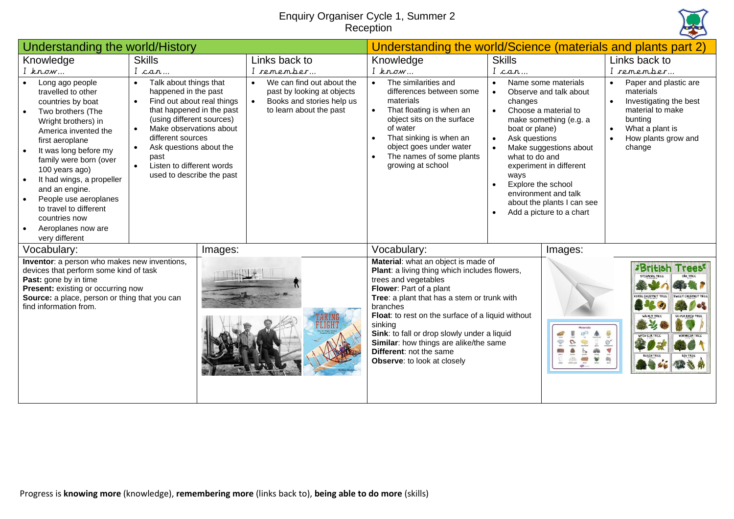# Enquiry Organiser Cycle 1, Summer 2
Reception

## Understanding the world/History

| Knowledge<br>*I know…* | Skills<br>*I can…* | Links back to<br>*I remember…* |
|---|---|---|
| • Long ago people travelled to other countries by boat<br>• Two brothers (The Wright brothers) in America invented the first aeroplane<br>• It was long before my family were born (over 100 years ago)<br>• It had wings, a propeller and an engine.<br>• People use aeroplanes to travel to different countries now<br>• Aeroplanes now are very different | • Talk about things that happened in the past<br>• Find out about real things that happened in the past (using different sources)<br>• Make observations about different sources<br>• Ask questions about the past<br>• Listen to different words used to describe the past | • We can find out about the past by looking at objects<br>• Books and stories help us to learn about the past |

### Vocabulary:

**Inventor**: a person who makes new inventions, devices that perform some kind of task
**Past:** gone by in time
**Present:** existing or occurring now
**Source:** a place, person or thing that you can find information from.

### Images:

## Understanding the world/Science (materials and plants part 2)

| Knowledge<br>*I know…* | Skills<br>*I can…* | Links back to<br>*I remember…* |
|---|---|---|
| • The similarities and differences between some materials<br>• That floating is when an object sits on the surface of water<br>• That sinking is when an object goes under water<br>• The names of some plants growing at school | • Name some materials<br>• Observe and talk about changes<br>• Choose a material to make something (e.g. a boat or plane)<br>• Ask questions<br>• Make suggestions about what to do and experiment in different ways<br>• Explore the school environment and talk about the plants I can see<br>• Add a picture to a chart | • Paper and plastic are materials<br>• Investigating the best material to make bunting<br>• What a plant is<br>• How plants grow and change |

### Vocabulary:

**Material**: what an object is made of
**Plant**: a living thing which includes flowers, trees and vegetables
**Flower**: Part of a plant
**Tree**: a plant that has a stem or trunk with branches
**Float**: to rest on the surface of a liquid without sinking
**Sink**: to fall or drop slowly under a liquid
**Similar**: how things are alike/the same
**Different**: not the same
**Observe**: to look at closely

### Images:

Progress is **knowing more** (knowledge), **remembering more** (links back to), **being able to do more** (skills)